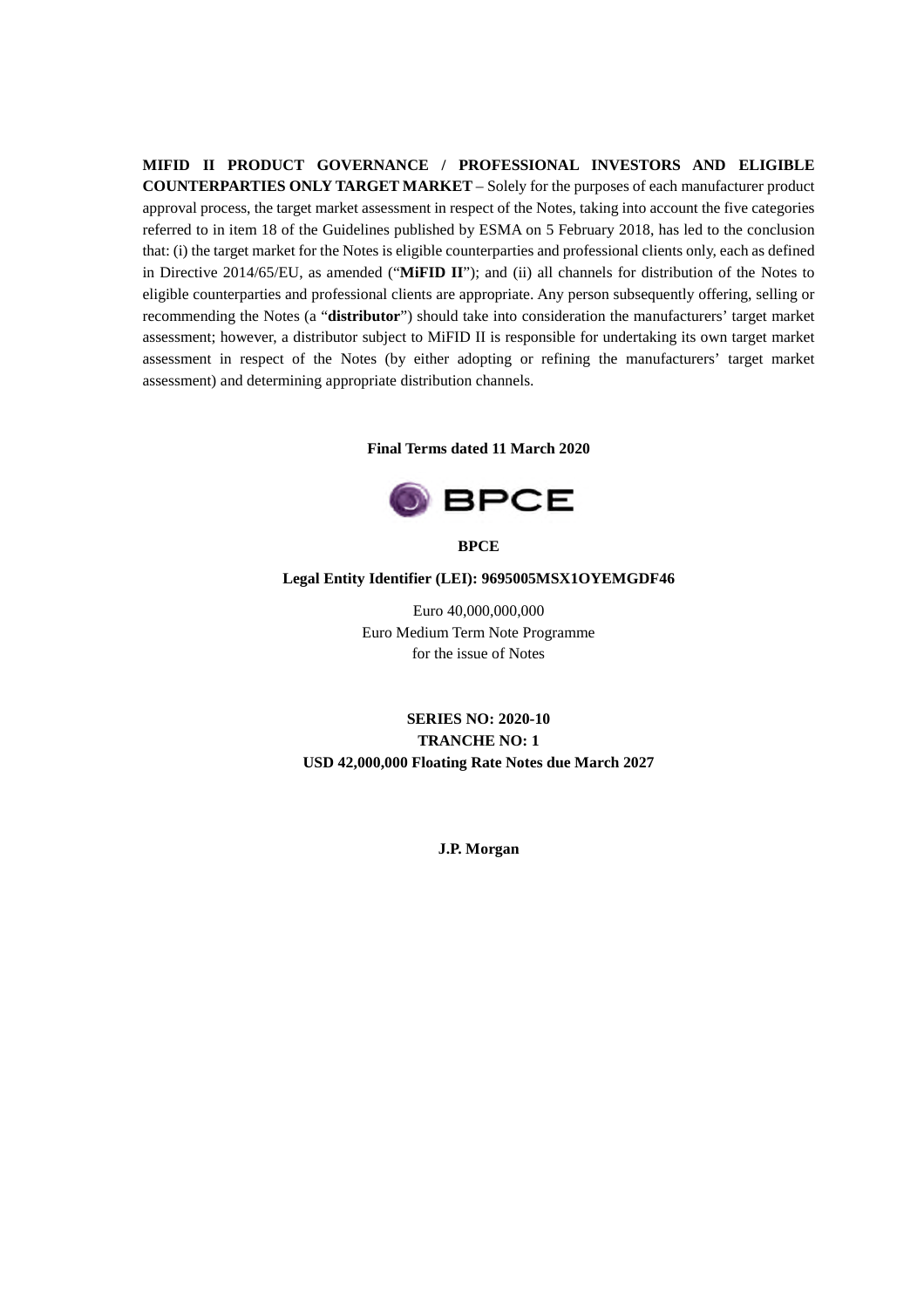**MIFID II PRODUCT GOVERNANCE / PROFESSIONAL INVESTORS AND ELIGIBLE COUNTERPARTIES ONLY TARGET MARKET** – Solely for the purposes of each manufacturer product approval process, the target market assessment in respect of the Notes, taking into account the five categories referred to in item 18 of the Guidelines published by ESMA on 5 February 2018, has led to the conclusion that: (i) the target market for the Notes is eligible counterparties and professional clients only, each as defined in Directive 2014/65/EU, as amended ("**MiFID II**"); and (ii) all channels for distribution of the Notes to eligible counterparties and professional clients are appropriate. Any person subsequently offering, selling or recommending the Notes (a "**distributor**") should take into consideration the manufacturers' target market assessment; however, a distributor subject to MiFID II is responsible for undertaking its own target market assessment in respect of the Notes (by either adopting or refining the manufacturers' target market assessment) and determining appropriate distribution channels.

**Final Terms dated 11 March 2020**

BPCE

**BPCE**

**Legal Entity Identifier (LEI): 9695005MSX1OYEMGDF46**

Euro 40,000,000,000
Euro Medium Term Note Programme
for the issue of Notes

**SERIES NO: 2020-10**
**TRANCHE NO: 1**
**USD 42,000,000 Floating Rate Notes due March 2027**

**J.P. Morgan**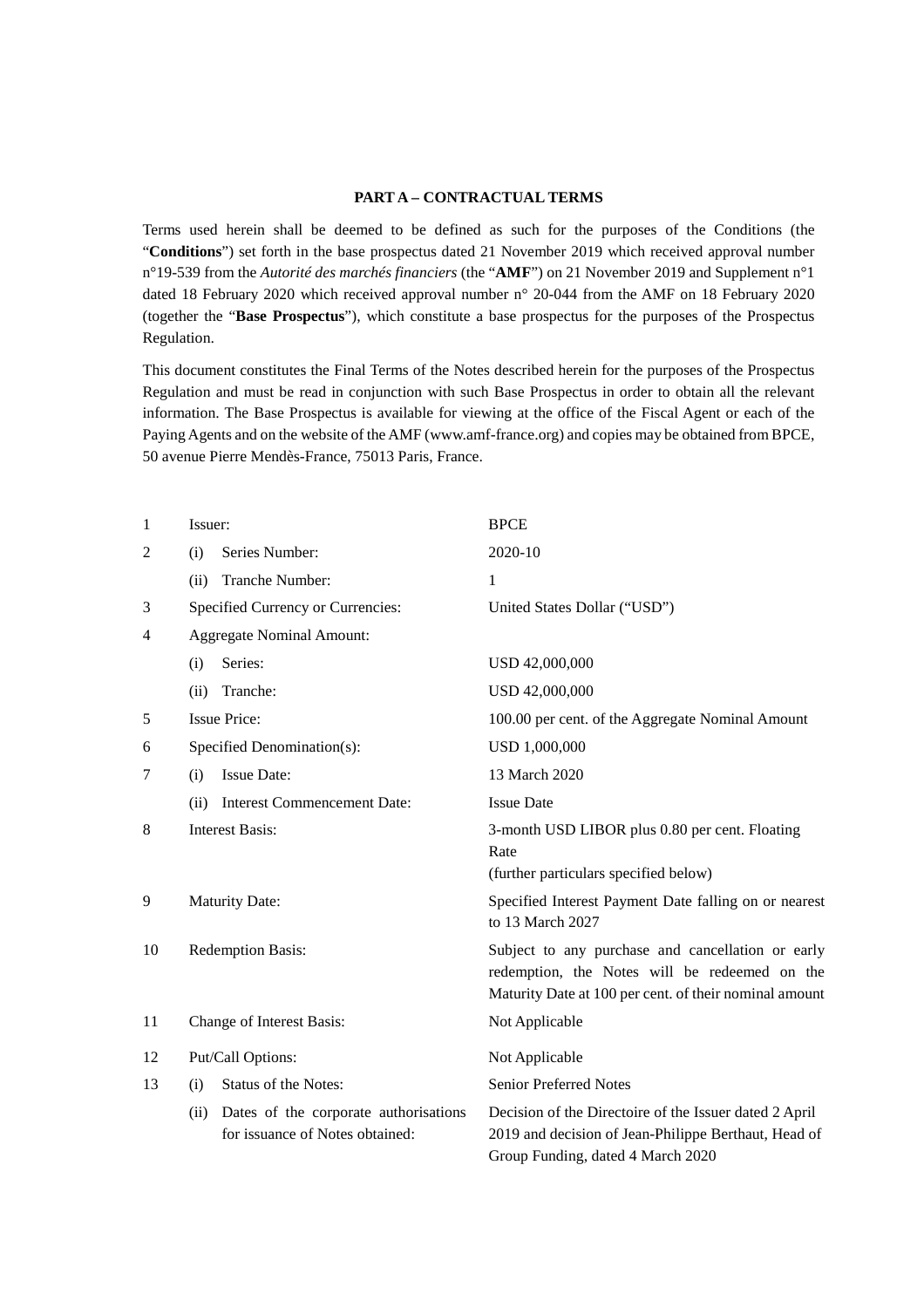**PART A – CONTRACTUAL TERMS**

Terms used herein shall be deemed to be defined as such for the purposes of the Conditions (the "**Conditions**") set forth in the base prospectus dated 21 November 2019 which received approval number n°19-539 from the *Autorité des marchés financiers* (the "**AMF**") on 21 November 2019 and Supplement n°1 dated 18 February 2020 which received approval number n° 20-044 from the AMF on 18 February 2020 (together the "**Base Prospectus**"), which constitute a base prospectus for the purposes of the Prospectus Regulation.

This document constitutes the Final Terms of the Notes described herein for the purposes of the Prospectus Regulation and must be read in conjunction with such Base Prospectus in order to obtain all the relevant information. The Base Prospectus is available for viewing at the office of the Fiscal Agent or each of the Paying Agents and on the website of the AMF (www.amf-france.org) and copies may be obtained from BPCE, 50 avenue Pierre Mendès-France, 75013 Paris, France.

| | | |
|---|---|---|
| 1 | Issuer: | BPCE |
| 2 | (i) Series Number: | 2020-10 |
| | (ii) Tranche Number: | 1 |
| 3 | Specified Currency or Currencies: | United States Dollar ("USD") |
| 4 | Aggregate Nominal Amount: | |
| | (i) Series: | USD 42,000,000 |
| | (ii) Tranche: | USD 42,000,000 |
| 5 | Issue Price: | 100.00 per cent. of the Aggregate Nominal Amount |
| 6 | Specified Denomination(s): | USD 1,000,000 |
| 7 | (i) Issue Date: | 13 March 2020 |
| | (ii) Interest Commencement Date: | Issue Date |
| 8 | Interest Basis: | 3-month USD LIBOR plus 0.80 per cent. Floating Rate<br>(further particulars specified below) |
| 9 | Maturity Date: | Specified Interest Payment Date falling on or nearest to 13 March 2027 |
| 10 | Redemption Basis: | Subject to any purchase and cancellation or early redemption, the Notes will be redeemed on the Maturity Date at 100 per cent. of their nominal amount |
| 11 | Change of Interest Basis: | Not Applicable |
| 12 | Put/Call Options: | Not Applicable |
| 13 | (i) Status of the Notes: | Senior Preferred Notes |
| | (ii) Dates of the corporate authorisations for issuance of Notes obtained: | Decision of the Directoire of the Issuer dated 2 April 2019 and decision of Jean-Philippe Berthaut, Head of Group Funding, dated 4 March 2020 |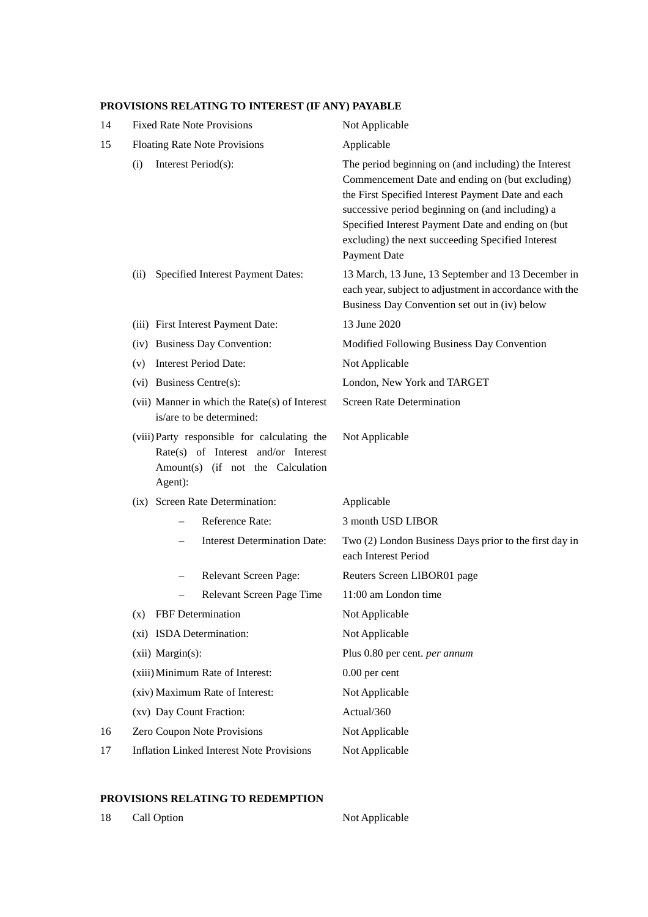**PROVISIONS RELATING TO INTEREST (IF ANY) PAYABLE**

| | | |
|---|---|---|
| 14 | Fixed Rate Note Provisions | Not Applicable |
| 15 | Floating Rate Note Provisions | Applicable |
| | (i) Interest Period(s): | The period beginning on (and including) the Interest Commencement Date and ending on (but excluding) the First Specified Interest Payment Date and each successive period beginning on (and including) a Specified Interest Payment Date and ending on (but excluding) the next succeeding Specified Interest Payment Date |
| | (ii) Specified Interest Payment Dates: | 13 March, 13 June, 13 September and 13 December in each year, subject to adjustment in accordance with the Business Day Convention set out in (iv) below |
| | (iii) First Interest Payment Date: | 13 June 2020 |
| | (iv) Business Day Convention: | Modified Following Business Day Convention |
| | (v) Interest Period Date: | Not Applicable |
| | (vi) Business Centre(s): | London, New York and TARGET |
| | (vii) Manner in which the Rate(s) of Interest is/are to be determined: | Screen Rate Determination |
| | (viii) Party responsible for calculating the Rate(s) of Interest and/or Interest Amount(s) (if not the Calculation Agent): | Not Applicable |
| | (ix) Screen Rate Determination: | Applicable |
| | – Reference Rate: | 3 month USD LIBOR |
| | – Interest Determination Date: | Two (2) London Business Days prior to the first day in each Interest Period |
| | – Relevant Screen Page: | Reuters Screen LIBOR01 page |
| | – Relevant Screen Page Time | 11:00 am London time |
| | (x) FBF Determination | Not Applicable |
| | (xi) ISDA Determination: | Not Applicable |
| | (xii) Margin(s): | Plus 0.80 per cent. *per annum* |
| | (xiii) Minimum Rate of Interest: | 0.00 per cent |
| | (xiv) Maximum Rate of Interest: | Not Applicable |
| | (xv) Day Count Fraction: | Actual/360 |
| 16 | Zero Coupon Note Provisions | Not Applicable |
| 17 | Inflation Linked Interest Note Provisions | Not Applicable |

**PROVISIONS RELATING TO REDEMPTION**

| | | |
|---|---|---|
| 18 | Call Option | Not Applicable |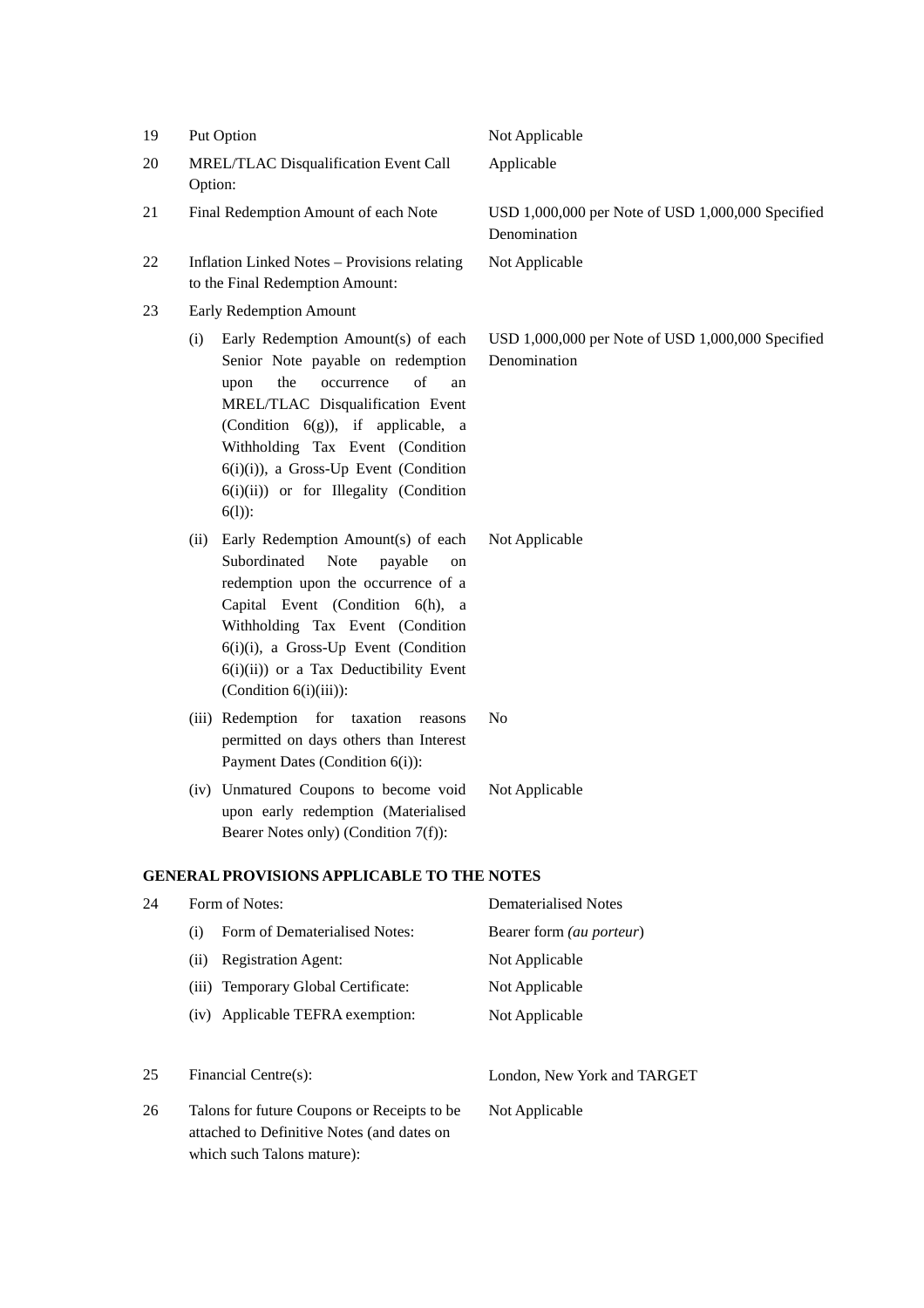| | | |
|---|---|---|
| 19 | Put Option | Not Applicable |
| 20 | MREL/TLAC Disqualification Event Call Option: | Applicable |
| 21 | Final Redemption Amount of each Note | USD 1,000,000 per Note of USD 1,000,000 Specified Denomination |
| 22 | Inflation Linked Notes – Provisions relating to the Final Redemption Amount: | Not Applicable |
| 23 | Early Redemption Amount | |
| | (i) Early Redemption Amount(s) of each Senior Note payable on redemption upon the occurrence of an MREL/TLAC Disqualification Event (Condition 6(g)), if applicable, a Withholding Tax Event (Condition 6(i)(i)), a Gross-Up Event (Condition 6(i)(ii)) or for Illegality (Condition 6(l)): | USD 1,000,000 per Note of USD 1,000,000 Specified Denomination |
| | (ii) Early Redemption Amount(s) of each Subordinated Note payable on redemption upon the occurrence of a Capital Event (Condition 6(h), a Withholding Tax Event (Condition 6(i)(i), a Gross-Up Event (Condition 6(i)(ii)) or a Tax Deductibility Event (Condition 6(i)(iii)): | Not Applicable |
| | (iii) Redemption for taxation reasons permitted on days others than Interest Payment Dates (Condition 6(i)): | No |
| | (iv) Unmatured Coupons to become void upon early redemption (Materialised Bearer Notes only) (Condition 7(f)): | Not Applicable |

**GENERAL PROVISIONS APPLICABLE TO THE NOTES**

| | | |
|---|---|---|
| 24 | Form of Notes: | Dematerialised Notes |
| | (i) Form of Dematerialised Notes: | Bearer form *(au porteur*) |
| | (ii) Registration Agent: | Not Applicable |
| | (iii) Temporary Global Certificate: | Not Applicable |
| | (iv) Applicable TEFRA exemption: | Not Applicable |
| 25 | Financial Centre(s): | London, New York and TARGET |
| 26 | Talons for future Coupons or Receipts to be attached to Definitive Notes (and dates on which such Talons mature): | Not Applicable |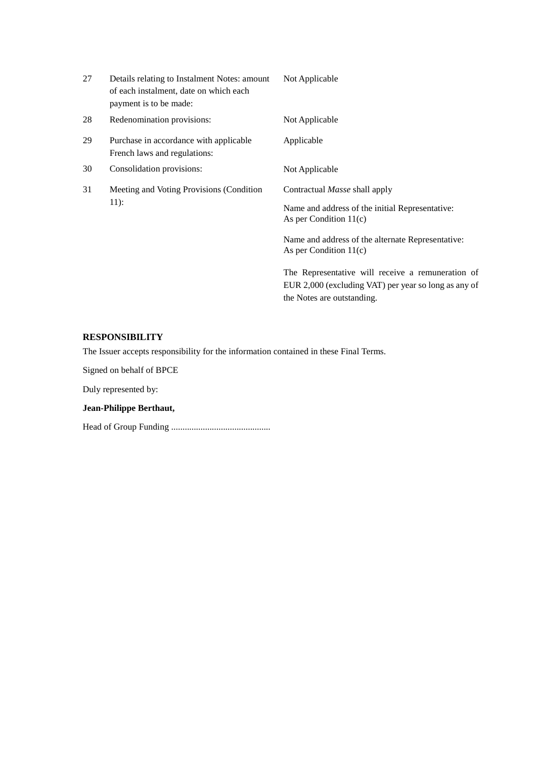| | | |
|---|---|---|
| 27 | Details relating to Instalment Notes: amount of each instalment, date on which each payment is to be made: | Not Applicable |
| 28 | Redenomination provisions: | Not Applicable |
| 29 | Purchase in accordance with applicable French laws and regulations: | Applicable |
| 30 | Consolidation provisions: | Not Applicable |
| 31 | Meeting and Voting Provisions (Condition 11): | Contractual *Masse* shall apply<br><br>Name and address of the initial Representative: As per Condition 11(c)<br><br>Name and address of the alternate Representative: As per Condition 11(c)<br><br>The Representative will receive a remuneration of EUR 2,000 (excluding VAT) per year so long as any of the Notes are outstanding. |

**RESPONSIBILITY**

The Issuer accepts responsibility for the information contained in these Final Terms.

Signed on behalf of BPCE

Duly represented by:

**Jean-Philippe Berthaut,**

Head of Group Funding ...........................................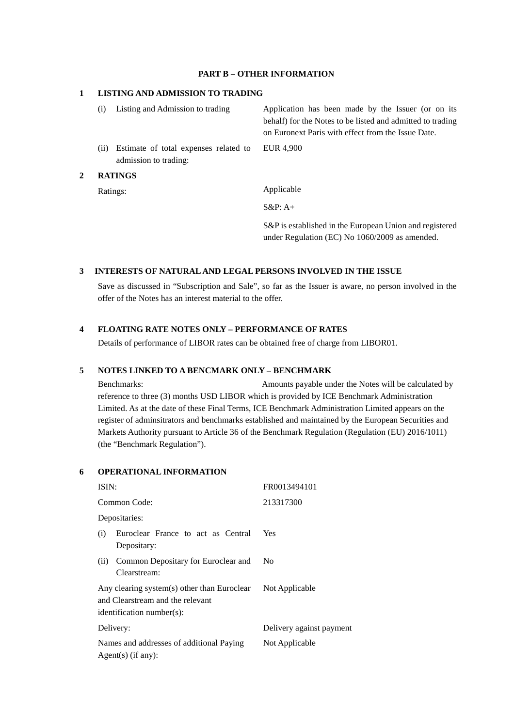## PART B – OTHER INFORMATION

### 1 LISTING AND ADMISSION TO TRADING

| | |
|---|---|
| (i) Listing and Admission to trading | Application has been made by the Issuer (or on its behalf) for the Notes to be listed and admitted to trading on Euronext Paris with effect from the Issue Date. |
| (ii) Estimate of total expenses related to admission to trading: | EUR 4,900 |

### 2 RATINGS

| | |
|---|---|
| Ratings: | Applicable<br><br>S&P: A+<br><br>S&P is established in the European Union and registered under Regulation (EC) No 1060/2009 as amended. |

### 3 INTERESTS OF NATURAL AND LEGAL PERSONS INVOLVED IN THE ISSUE

Save as discussed in "Subscription and Sale", so far as the Issuer is aware, no person involved in the offer of the Notes has an interest material to the offer.

### 4 FLOATING RATE NOTES ONLY – PERFORMANCE OF RATES

Details of performance of LIBOR rates can be obtained free of charge from LIBOR01.

### 5 NOTES LINKED TO A BENCMARK ONLY – BENCHMARK

Benchmarks: Amounts payable under the Notes will be calculated by reference to three (3) months USD LIBOR which is provided by ICE Benchmark Administration Limited. As at the date of these Final Terms, ICE Benchmark Administration Limited appears on the register of adminsitrators and benchmarks established and maintained by the European Securities and Markets Authority pursuant to Article 36 of the Benchmark Regulation (Regulation (EU) 2016/1011) (the "Benchmark Regulation").

### 6 OPERATIONAL INFORMATION

| | |
|---|---|
| ISIN: | FR0013494101 |
| Common Code: | 213317300 |
| Depositaries: | |
| (i) Euroclear France to act as Central Depositary: | Yes |
| (ii) Common Depositary for Euroclear and Clearstream: | No |
| Any clearing system(s) other than Euroclear and Clearstream and the relevant identification number(s): | Not Applicable |
| Delivery: | Delivery against payment |
| Names and addresses of additional Paying Agent(s) (if any): | Not Applicable |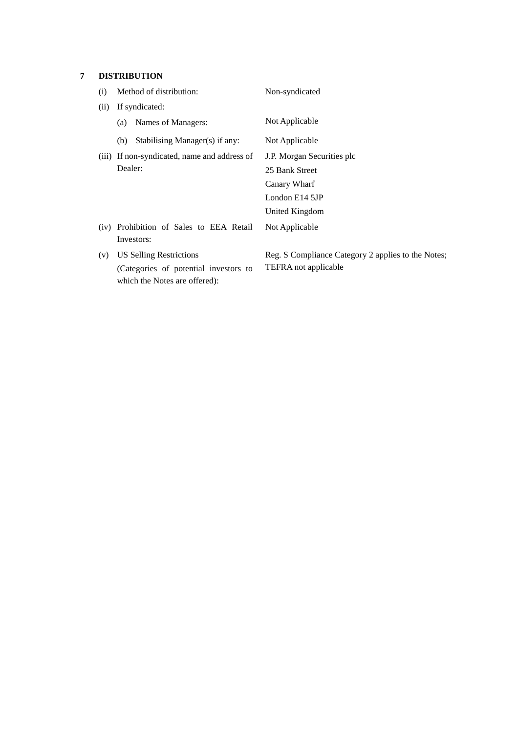## 7 DISTRIBUTION

| | | |
|---|---|---|
| (i) | Method of distribution: | Non-syndicated |
| (ii) | If syndicated: | |
| | (a) Names of Managers: | Not Applicable |
| | (b) Stabilising Manager(s) if any: | Not Applicable |
| (iii) | If non-syndicated, name and address of Dealer: | J.P. Morgan Securities plc<br>25 Bank Street<br>Canary Wharf<br>London E14 5JP<br>United Kingdom |
| (iv) | Prohibition of Sales to EEA Retail Investors: | Not Applicable |
| (v) | US Selling Restrictions<br>(Categories of potential investors to which the Notes are offered): | Reg. S Compliance Category 2 applies to the Notes; TEFRA not applicable |